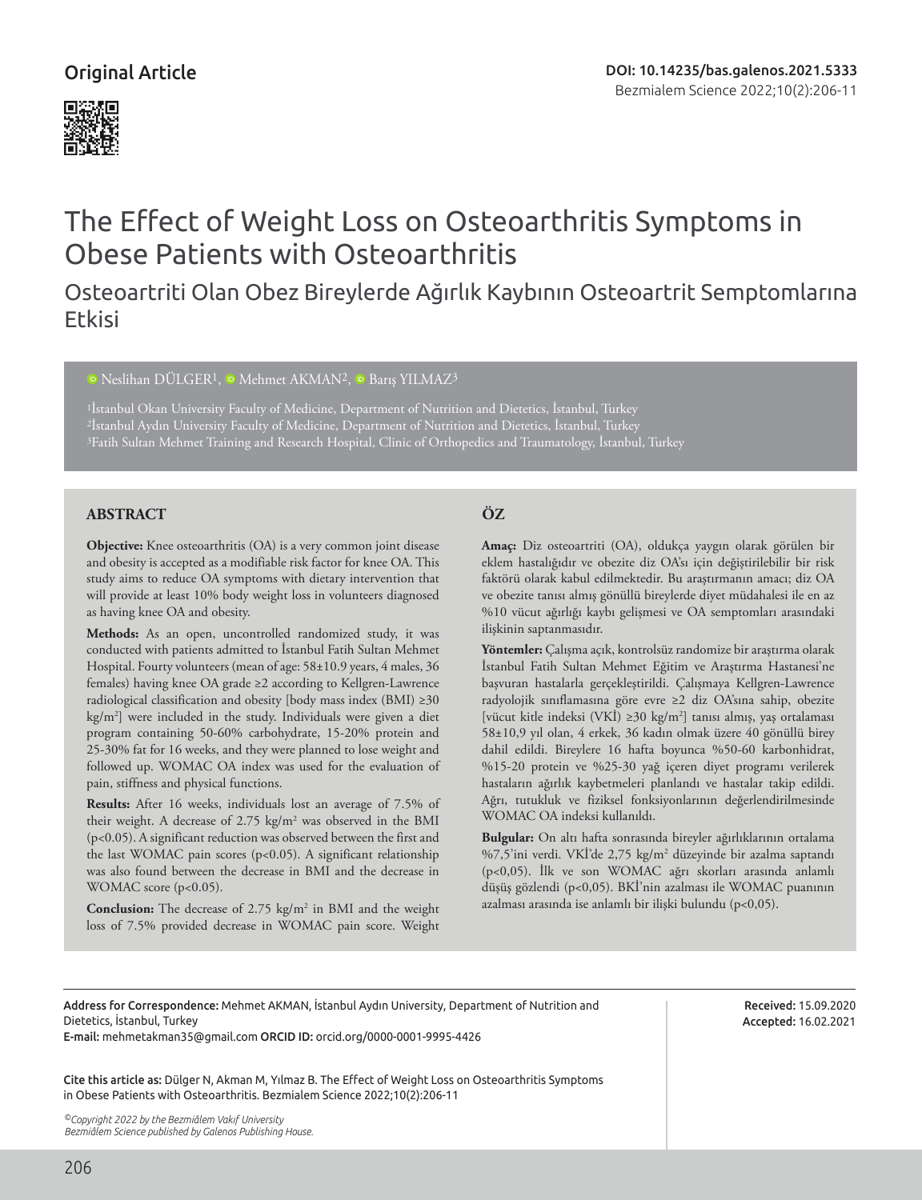Original Article

DOI: 10.14235/bas.galenos.2021.5333

# The Effect of Weight Loss on Osteoarthritis Symptoms in Obese Patients with Osteoarthritis

## Osteoartriti Olan Obez Bireylerde Ağırlık Kaybının Osteoartrit Semptomlarına Etkisi

Neslihan DÜLGER[1], Mehmet AKMAN[2], Barış YILMAZ[3]

[1]İstanbul Okan University Faculty of Medicine, Department of Nutrition and Dietetics, İstanbul, Turkey
[2]İstanbul Aydın University Faculty of Medicine, Department of Nutrition and Dietetics, İstanbul, Turkey
[3]Fatih Sultan Mehmet Training and Research Hospital, Clinic of Orthopedics and Traumatology, İstanbul, Turkey

### ABSTRACT

**Objective:** Knee osteoarthritis (OA) is a very common joint disease and obesity is accepted as a modifiable risk factor for knee OA. This study aims to reduce OA symptoms with dietary intervention that will provide at least 10% body weight loss in volunteers diagnosed as having knee OA and obesity.

**Methods:** As an open, uncontrolled randomized study, it was conducted with patients admitted to İstanbul Fatih Sultan Mehmet Hospital. Fourty volunteers (mean of age: 58±10.9 years, 4 males, 36 females) having knee OA grade ≥2 according to Kellgren-Lawrence radiological classification and obesity [body mass index (BMI) ≥30 kg/m²] were included in the study. Individuals were given a diet program containing 50-60% carbohydrate, 15-20% protein and 25-30% fat for 16 weeks, and they were planned to lose weight and followed up. WOMAC OA index was used for the evaluation of pain, stiffness and physical functions.

**Results:** After 16 weeks, individuals lost an average of 7.5% of their weight. A decrease of 2.75 kg/m² was observed in the BMI ($p<0.05$). A significant reduction was observed between the first and the last WOMAC pain scores ($p<0.05$). A significant relationship was also found between the decrease in BMI and the decrease in WOMAC score ($p<0.05$).

**Conclusion:** The decrease of 2.75 kg/m² in BMI and the weight loss of 7.5% provided decrease in WOMAC pain score. Weight

### ÖZ

**Amaç:** Diz osteoartriti (OA), oldukça yaygın olarak görülen bir eklem hastalığıdır ve obezite diz OA'sı için değiştirilebilir bir risk faktörü olarak kabul edilmektedir. Bu araştırmanın amacı; diz OA ve obezite tanısı almış gönüllü bireylerde diyet müdahalesi ile en az %10 vücut ağırlığı kaybı gelişmesi ve OA semptomları arasındaki ilişkinin saptanmasıdır.

**Yöntemler:** Çalışma açık, kontrolsüz randomize bir araştırma olarak İstanbul Fatih Sultan Mehmet Eğitim ve Araştırma Hastanesi'ne başvuran hastalarla gerçekleştirildi. Çalışmaya Kellgren-Lawrence radyolojik sınıflamasına göre evre ≥2 diz OA'sına sahip, obezite [vücut kitle indeksi (VKİ) ≥30 kg/m²] tanısı almış, yaş ortalaması 58±10,9 yıl olan, 4 erkek, 36 kadın olmak üzere 40 gönüllü birey dahil edildi. Bireylere 16 hafta boyunca %50-60 karbonhidrat, %15-20 protein ve %25-30 yağ içeren diyet programı verilerek hastaların ağırlık kaybetmeleri planlandı ve hastalar takip edildi. Ağrı, tutukluk ve fiziksel fonksiyonlarının değerlendirilmesinde WOMAC OA indeksi kullanıldı.

**Bulgular:** On altı hafta sonrasında bireyler ağırlıklarının ortalama %7,5'ini verdi. VKİ'de 2,75 kg/m² düzeyinde bir azalma saptandı ($p<0,05$). İlk ve son WOMAC ağrı skorları arasında anlamlı düşüş gözlendi ($p<0,05$). BKİ'nin azalması ile WOMAC puanının azalması arasında ise anlamlı bir ilişki bulundu ($p<0,05$).

---

**Address for Correspondence:** Mehmet AKMAN, İstanbul Aydın University, Department of Nutrition and Dietetics, İstanbul, Turkey
**E-mail:** mehmetakman35@gmail.com **ORCID ID:** orcid.org/0000-0001-9995-4426

**Received:** 15.09.2020
**Accepted:** 16.02.2021

**Cite this article as:** Dülger N, Akman M, Yılmaz B. The Effect of Weight Loss on Osteoarthritis Symptoms in Obese Patients with Osteoarthritis. Bezmialem Science 2022;10(2):206-11

*©Copyright 2022 by the Bezmiâlem Vakıf University*
*Bezmiâlem Science published by Galenos Publishing House.*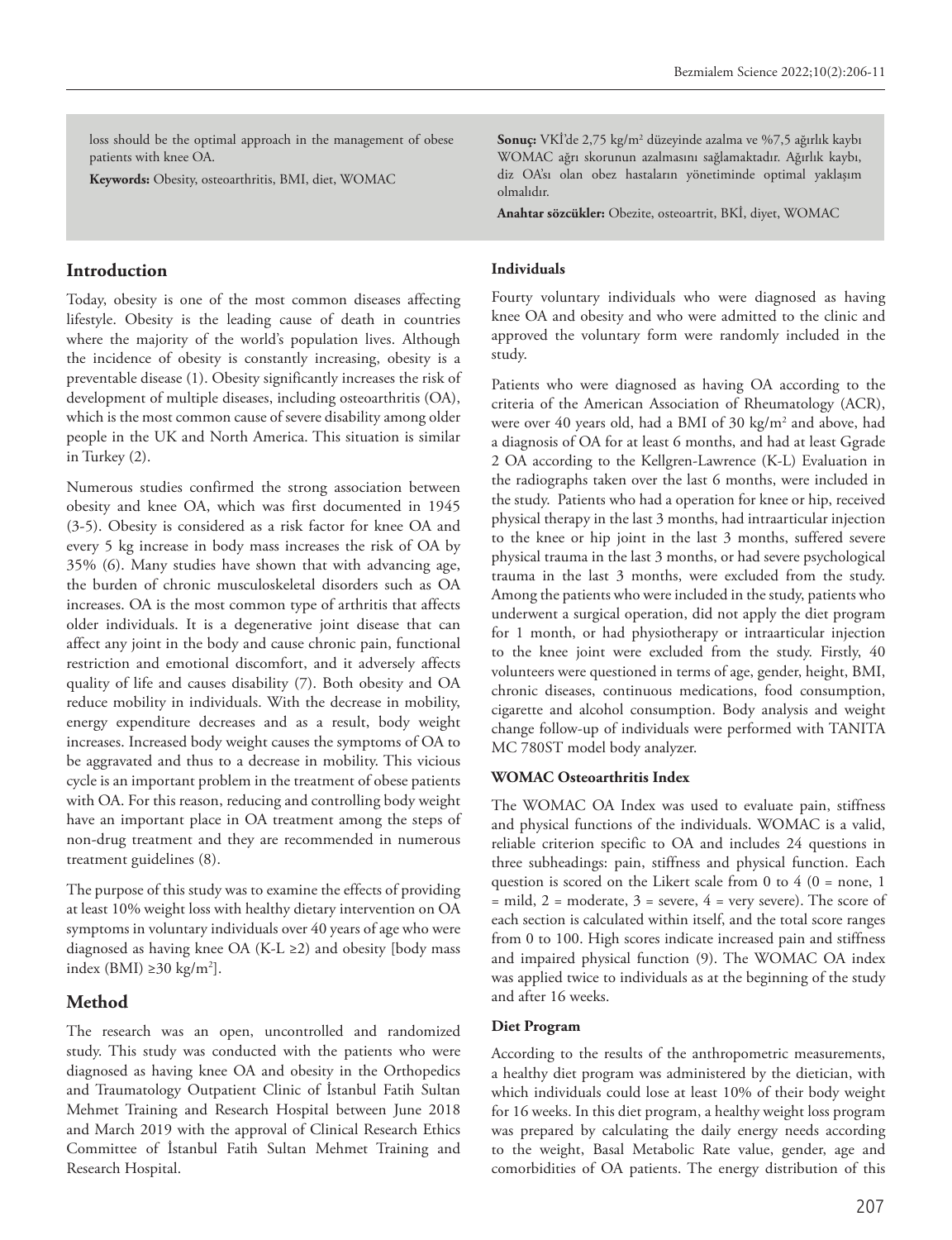loss should be the optimal approach in the management of obese patients with knee OA.

**Keywords:** Obesity, osteoarthritis, BMI, diet, WOMAC

**Sonuç:** VKİ'de 2,75 kg/m$^2$ düzeyinde azalma ve %7,5 ağırlık kaybı WOMAC ağrı skorunun azalmasını sağlamaktadır. Ağırlık kaybı, diz OA'sı olan obez hastaların yönetiminde optimal yaklaşım olmalıdır.

**Anahtar sözcükler:** Obezite, osteoartrit, BKİ, diyet, WOMAC

## Introduction

Today, obesity is one of the most common diseases affecting lifestyle. Obesity is the leading cause of death in countries where the majority of the world's population lives. Although the incidence of obesity is constantly increasing, obesity is a preventable disease (1). Obesity significantly increases the risk of development of multiple diseases, including osteoarthritis (OA), which is the most common cause of severe disability among older people in the UK and North America. This situation is similar in Turkey (2).

Numerous studies confirmed the strong association between obesity and knee OA, which was first documented in 1945 (3-5). Obesity is considered as a risk factor for knee OA and every 5 kg increase in body mass increases the risk of OA by 35% (6). Many studies have shown that with advancing age, the burden of chronic musculoskeletal disorders such as OA increases. OA is the most common type of arthritis that affects older individuals. It is a degenerative joint disease that can affect any joint in the body and cause chronic pain, functional restriction and emotional discomfort, and it adversely affects quality of life and causes disability (7). Both obesity and OA reduce mobility in individuals. With the decrease in mobility, energy expenditure decreases and as a result, body weight increases. Increased body weight causes the symptoms of OA to be aggravated and thus to a decrease in mobility. This vicious cycle is an important problem in the treatment of obese patients with OA. For this reason, reducing and controlling body weight have an important place in OA treatment among the steps of non-drug treatment and they are recommended in numerous treatment guidelines (8).

The purpose of this study was to examine the effects of providing at least 10% weight loss with healthy dietary intervention on OA symptoms in voluntary individuals over 40 years of age who were diagnosed as having knee OA (K-L ≥2) and obesity [body mass index (BMI) ≥30 kg/m$^2$].

## Method

The research was an open, uncontrolled and randomized study. This study was conducted with the patients who were diagnosed as having knee OA and obesity in the Orthopedics and Traumatology Outpatient Clinic of İstanbul Fatih Sultan Mehmet Training and Research Hospital between June 2018 and March 2019 with the approval of Clinical Research Ethics Committee of İstanbul Fatih Sultan Mehmet Training and Research Hospital.

### Individuals

Fourty voluntary individuals who were diagnosed as having knee OA and obesity and who were admitted to the clinic and approved the voluntary form were randomly included in the study.

Patients who were diagnosed as having OA according to the criteria of the American Association of Rheumatology (ACR), were over 40 years old, had a BMI of 30 kg/m$^2$ and above, had a diagnosis of OA for at least 6 months, and had at least Ggrade 2 OA according to the Kellgren-Lawrence (K-L) Evaluation in the radiographs taken over the last 6 months, were included in the study. Patients who had a operation for knee or hip, received physical therapy in the last 3 months, had intraarticular injection to the knee or hip joint in the last 3 months, suffered severe physical trauma in the last 3 months, or had severe psychological trauma in the last 3 months, were excluded from the study. Among the patients who were included in the study, patients who underwent a surgical operation, did not apply the diet program for 1 month, or had physiotherapy or intraarticular injection to the knee joint were excluded from the study. Firstly, 40 volunteers were questioned in terms of age, gender, height, BMI, chronic diseases, continuous medications, food consumption, cigarette and alcohol consumption. Body analysis and weight change follow-up of individuals were performed with TANITA MC 780ST model body analyzer.

### WOMAC Osteoarthritis Index

The WOMAC OA Index was used to evaluate pain, stiffness and physical functions of the individuals. WOMAC is a valid, reliable criterion specific to OA and includes 24 questions in three subheadings: pain, stiffness and physical function. Each question is scored on the Likert scale from 0 to 4 (0 = none, 1 = mild, 2 = moderate, 3 = severe, 4 = very severe). The score of each section is calculated within itself, and the total score ranges from 0 to 100. High scores indicate increased pain and stiffness and impaired physical function (9). The WOMAC OA index was applied twice to individuals as at the beginning of the study and after 16 weeks.

### Diet Program

According to the results of the anthropometric measurements, a healthy diet program was administered by the dietician, with which individuals could lose at least 10% of their body weight for 16 weeks. In this diet program, a healthy weight loss program was prepared by calculating the daily energy needs according to the weight, Basal Metabolic Rate value, gender, age and comorbidities of OA patients. The energy distribution of this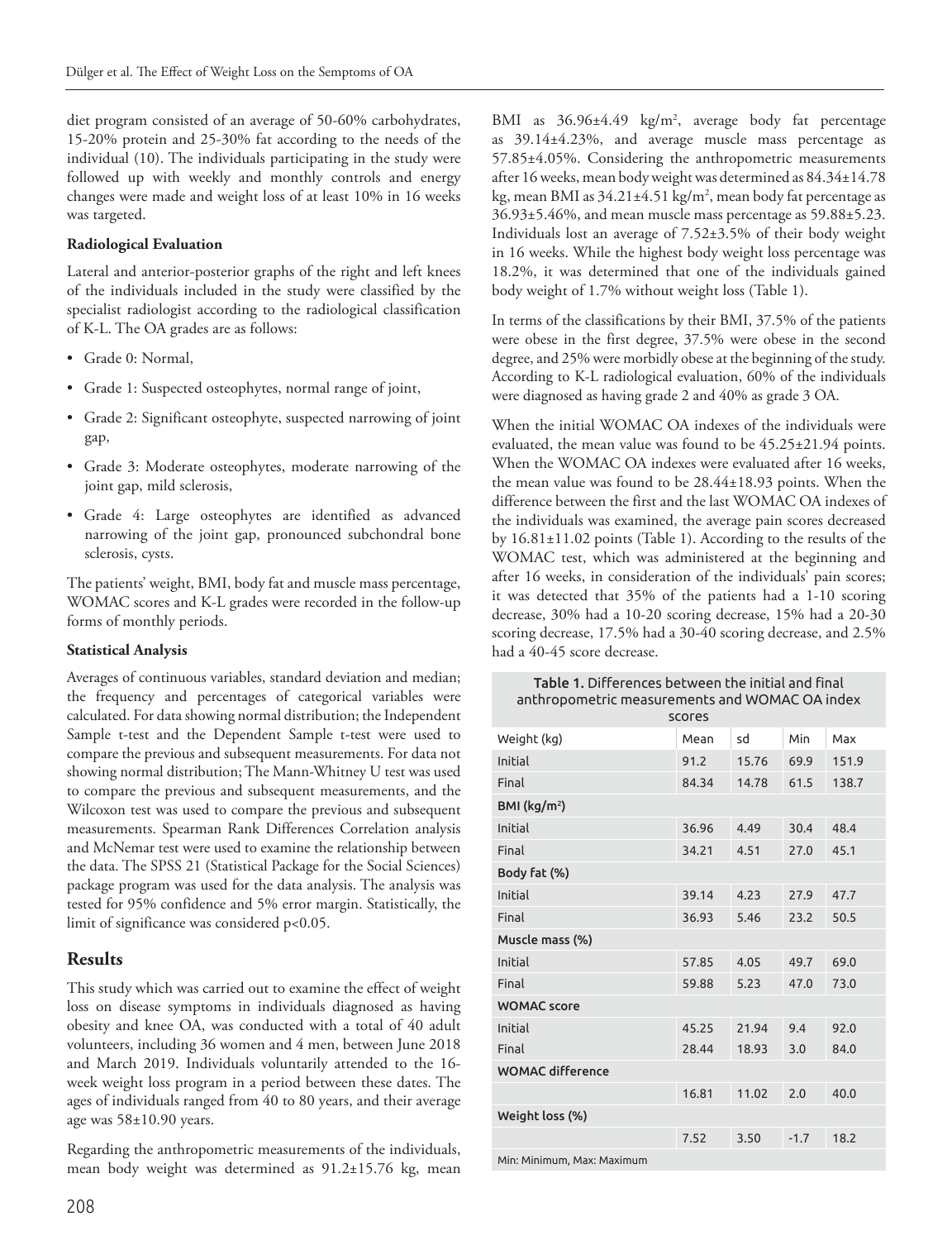diet program consisted of an average of 50-60% carbohydrates, 15-20% protein and 25-30% fat according to the needs of the individual (10). The individuals participating in the study were followed up with weekly and monthly controls and energy changes were made and weight loss of at least 10% in 16 weeks was targeted.

**Radiological Evaluation**

Lateral and anterior-posterior graphs of the right and left knees of the individuals included in the study were classified by the specialist radiologist according to the radiological classification of K-L. The OA grades are as follows:

- Grade 0: Normal,
- Grade 1: Suspected osteophytes, normal range of joint,
- Grade 2: Significant osteophyte, suspected narrowing of joint gap,
- Grade 3: Moderate osteophytes, moderate narrowing of the joint gap, mild sclerosis,
- Grade 4: Large osteophytes are identified as advanced narrowing of the joint gap, pronounced subchondral bone sclerosis, cysts.

The patients' weight, BMI, body fat and muscle mass percentage, WOMAC scores and K-L grades were recorded in the follow-up forms of monthly periods.

**Statistical Analysis**

Averages of continuous variables, standard deviation and median; the frequency and percentages of categorical variables were calculated. For data showing normal distribution; the Independent Sample t-test and the Dependent Sample t-test were used to compare the previous and subsequent measurements. For data not showing normal distribution; The Mann-Whitney U test was used to compare the previous and subsequent measurements, and the Wilcoxon test was used to compare the previous and subsequent measurements. Spearman Rank Differences Correlation analysis and McNemar test were used to examine the relationship between the data. The SPSS 21 (Statistical Package for the Social Sciences) package program was used for the data analysis. The analysis was tested for 95% confidence and 5% error margin. Statistically, the limit of significance was considered $p<0.05$.

## Results

This study which was carried out to examine the effect of weight loss on disease symptoms in individuals diagnosed as having obesity and knee OA, was conducted with a total of 40 adult volunteers, including 36 women and 4 men, between June 2018 and March 2019. Individuals voluntarily attended to the 16-week weight loss program in a period between these dates. The ages of individuals ranged from 40 to 80 years, and their average age was 58±10.90 years.

Regarding the anthropometric measurements of the individuals, mean body weight was determined as 91.2±15.76 kg, mean BMI as 36.96±4.49 kg/m$^2$, average body fat percentage as 39.14±4.23%, and average muscle mass percentage as 57.85±4.05%. Considering the anthropometric measurements after 16 weeks, mean body weight was determined as 84.34±14.78 kg, mean BMI as 34.21±4.51 kg/m$^2$, mean body fat percentage as 36.93±5.46%, and mean muscle mass percentage as 59.88±5.23. Individuals lost an average of 7.52±3.5% of their body weight in 16 weeks. While the highest body weight loss percentage was 18.2%, it was determined that one of the individuals gained body weight of 1.7% without weight loss (Table 1).

In terms of the classifications by their BMI, 37.5% of the patients were obese in the first degree, 37.5% were obese in the second degree, and 25% were morbidly obese at the beginning of the study. According to K-L radiological evaluation, 60% of the individuals were diagnosed as having grade 2 and 40% as grade 3 OA.

When the initial WOMAC OA indexes of the individuals were evaluated, the mean value was found to be 45.25±21.94 points. When the WOMAC OA indexes were evaluated after 16 weeks, the mean value was found to be 28.44±18.93 points. When the difference between the first and the last WOMAC OA indexes of the individuals was examined, the average pain scores decreased by 16.81±11.02 points (Table 1). According to the results of the WOMAC test, which was administered at the beginning and after 16 weeks, in consideration of the individuals' pain scores; it was detected that 35% of the patients had a 1-10 scoring decrease, 30% had a 10-20 scoring decrease, 15% had a 20-30 scoring decrease, 17.5% had a 30-40 scoring decrease, and 2.5% had a 40-45 score decrease.

**Table 1.** Differences between the initial and final anthropometric measurements and WOMAC OA index scores

| Weight (kg) | Mean | sd | Min | Max |
|---|---|---|---|---|
| Initial | 91.2 | 15.76 | 69.9 | 151.9 |
| Final | 84.34 | 14.78 | 61.5 | 138.7 |
| **BMI (kg/m$^2$)** | | | | |
| Initial | 36.96 | 4.49 | 30.4 | 48.4 |
| Final | 34.21 | 4.51 | 27.0 | 45.1 |
| **Body fat (%)** | | | | |
| Initial | 39.14 | 4.23 | 27.9 | 47.7 |
| Final | 36.93 | 5.46 | 23.2 | 50.5 |
| **Muscle mass (%)** | | | | |
| Initial | 57.85 | 4.05 | 49.7 | 69.0 |
| Final | 59.88 | 5.23 | 47.0 | 73.0 |
| **WOMAC score** | | | | |
| Initial | 45.25 | 21.94 | 9.4 | 92.0 |
| Final | 28.44 | 18.93 | 3.0 | 84.0 |
| **WOMAC difference** | | | | |
| | 16.81 | 11.02 | 2.0 | 40.0 |
| **Weight loss (%)** | | | | |
| | 7.52 | 3.50 | -1.7 | 18.2 |

Min: Minimum, Max: Maximum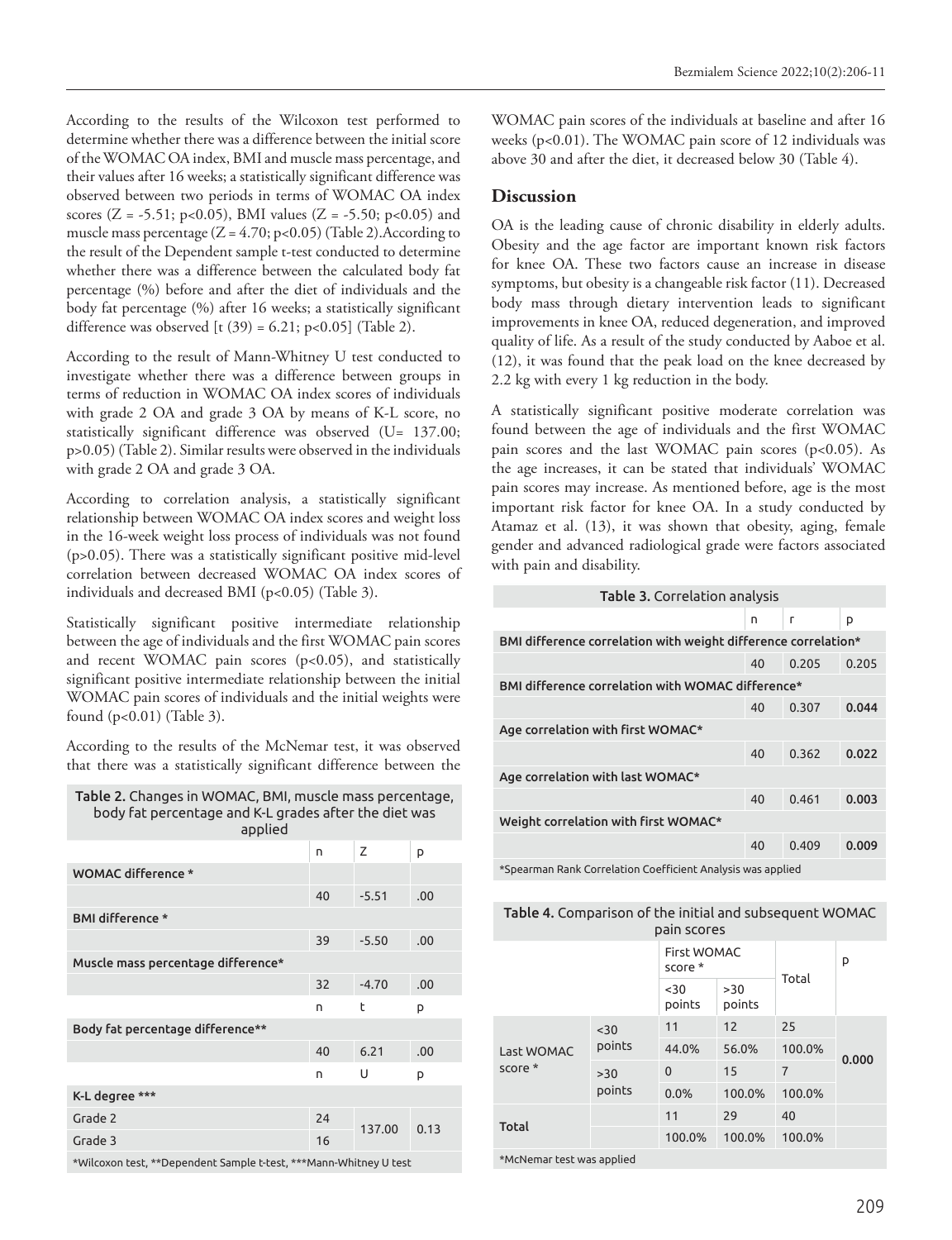According to the results of the Wilcoxon test performed to determine whether there was a difference between the initial score of the WOMAC OA index, BMI and muscle mass percentage, and their values after 16 weeks; a statistically significant difference was observed between two periods in terms of WOMAC OA index scores ($Z = -5.51$; $p<0.05$), BMI values ($Z = -5.50$; $p<0.05$) and muscle mass percentage ($Z = 4.70$; $p<0.05$) (Table 2).According to the result of the Dependent sample t-test conducted to determine whether there was a difference between the calculated body fat percentage (%) before and after the diet of individuals and the body fat percentage (%) after 16 weeks; a statistically significant difference was observed [$t(39) = 6.21$; $p<0.05$] (Table 2).

According to the result of Mann-Whitney U test conducted to investigate whether there was a difference between groups in terms of reduction in WOMAC OA index scores of individuals with grade 2 OA and grade 3 OA by means of K-L score, no statistically significant difference was observed ($U= 137.00$; $p>0.05$) (Table 2). Similar results were observed in the individuals with grade 2 OA and grade 3 OA.

According to correlation analysis, a statistically significant relationship between WOMAC OA index scores and weight loss in the 16-week weight loss process of individuals was not found ($p>0.05$). There was a statistically significant positive mid-level correlation between decreased WOMAC OA index scores of individuals and decreased BMI ($p<0.05$) (Table 3).

Statistically significant positive intermediate relationship between the age of individuals and the first WOMAC pain scores and recent WOMAC pain scores ($p<0.05$), and statistically significant positive intermediate relationship between the initial WOMAC pain scores of individuals and the initial weights were found ($p<0.01$) (Table 3).

According to the results of the McNemar test, it was observed that there was a statistically significant difference between the WOMAC pain scores of the individuals at baseline and after 16 weeks ($p<0.01$). The WOMAC pain score of 12 individuals was above 30 and after the diet, it decreased below 30 (Table 4).

**Table 2.** Changes in WOMAC, BMI, muscle mass percentage, body fat percentage and K-L grades after the diet was applied

| | n | Z | p |
|---|---|---|---|
| **WOMAC difference *** | | | |
| | 40 | -5.51 | .00 |
| **BMI difference *** | | | |
| | 39 | -5.50 | .00 |
| **Muscle mass percentage difference*** | | | |
| | 32 | -4.70 | .00 |
| | n | t | p |
| **Body fat percentage difference**** | | | |
| | 40 | 6.21 | .00 |
| | n | U | p |
| **K-L degree ***** | | | |
| Grade 2 | 24 | 137.00 | 0.13 |
| Grade 3 | 16 | | |

*Wilcoxon test, **Dependent Sample t-test, ***Mann-Whitney U test

## Discussion

OA is the leading cause of chronic disability in elderly adults. Obesity and the age factor are important known risk factors for knee OA. These two factors cause an increase in disease symptoms, but obesity is a changeable risk factor (11). Decreased body mass through dietary intervention leads to significant improvements in knee OA, reduced degeneration, and improved quality of life. As a result of the study conducted by Aaboe et al. (12), it was found that the peak load on the knee decreased by 2.2 kg with every 1 kg reduction in the body.

A statistically significant positive moderate correlation was found between the age of individuals and the first WOMAC pain scores and the last WOMAC pain scores ($p<0.05$). As the age increases, it can be stated that individuals' WOMAC pain scores may increase. As mentioned before, age is the most important risk factor for knee OA. In a study conducted by Atamaz et al. (13), it was shown that obesity, aging, female gender and advanced radiological grade were factors associated with pain and disability.

**Table 3.** Correlation analysis

| | n | r | p |
|---|---|---|---|
| **BMI difference correlation with weight difference correlation*** | | | |
| | 40 | 0.205 | 0.205 |
| **BMI difference correlation with WOMAC difference*** | | | |
| | 40 | 0.307 | **0.044** |
| **Age correlation with first WOMAC*** | | | |
| | 40 | 0.362 | **0.022** |
| **Age correlation with last WOMAC*** | | | |
| | 40 | 0.461 | **0.003** |
| **Weight correlation with first WOMAC*** | | | |
| | 40 | 0.409 | **0.009** |

*Spearman Rank Correlation Coefficient Analysis was applied

**Table 4.** Comparison of the initial and subsequent WOMAC pain scores

| | | First WOMAC score * | | Total | p |
|---|---|---|---|---|---|
| | | <30 points | >30 points | | |
| Last WOMAC score * | <30 points | 11 | 12 | 25 | **0.000** |
| | | 44.0% | 56.0% | 100.0% | |
| | >30 points | 0 | 15 | 7 | |
| | | 0.0% | 100.0% | 100.0% | |
| Total | | 11 | 29 | 40 | |
| | | 100.0% | 100.0% | 100.0% | |

*McNemar test was applied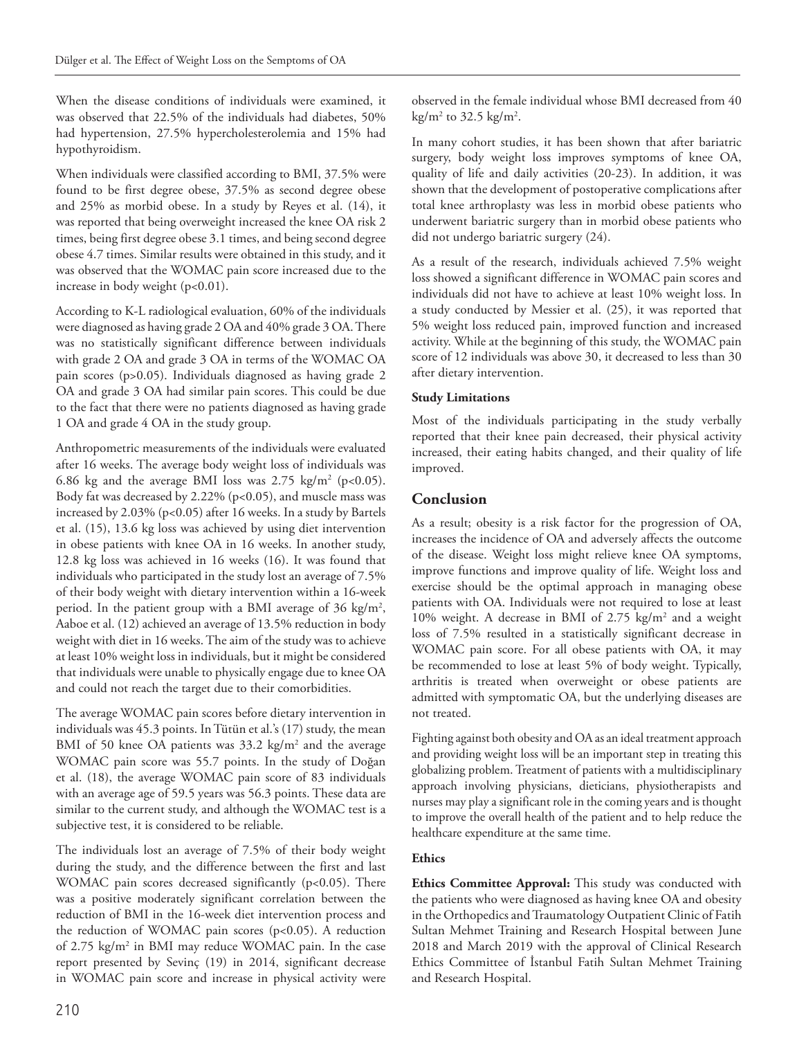When the disease conditions of individuals were examined, it was observed that 22.5% of the individuals had diabetes, 50% had hypertension, 27.5% hypercholesterolemia and 15% had hypothyroidism.

When individuals were classified according to BMI, 37.5% were found to be first degree obese, 37.5% as second degree obese and 25% as morbid obese. In a study by Reyes et al. (14), it was reported that being overweight increased the knee OA risk 2 times, being first degree obese 3.1 times, and being second degree obese 4.7 times. Similar results were obtained in this study, and it was observed that the WOMAC pain score increased due to the increase in body weight ($p<0.01$).

According to K-L radiological evaluation, 60% of the individuals were diagnosed as having grade 2 OA and 40% grade 3 OA. There was no statistically significant difference between individuals with grade 2 OA and grade 3 OA in terms of the WOMAC OA pain scores ($p>0.05$). Individuals diagnosed as having grade 2 OA and grade 3 OA had similar pain scores. This could be due to the fact that there were no patients diagnosed as having grade 1 OA and grade 4 OA in the study group.

Anthropometric measurements of the individuals were evaluated after 16 weeks. The average body weight loss of individuals was 6.86 kg and the average BMI loss was 2.75 kg/m$^2$ ($p<0.05$). Body fat was decreased by 2.22% ($p<0.05$), and muscle mass was increased by 2.03% ($p<0.05$) after 16 weeks. In a study by Bartels et al. (15), 13.6 kg loss was achieved by using diet intervention in obese patients with knee OA in 16 weeks. In another study, 12.8 kg loss was achieved in 16 weeks (16). It was found that individuals who participated in the study lost an average of 7.5% of their body weight with dietary intervention within a 16-week period. In the patient group with a BMI average of 36 kg/m$^2$, Aaboe et al. (12) achieved an average of 13.5% reduction in body weight with diet in 16 weeks. The aim of the study was to achieve at least 10% weight loss in individuals, but it might be considered that individuals were unable to physically engage due to knee OA and could not reach the target due to their comorbidities.

The average WOMAC pain scores before dietary intervention in individuals was 45.3 points. In Tütün et al.'s (17) study, the mean BMI of 50 knee OA patients was 33.2 kg/m$^2$ and the average WOMAC pain score was 55.7 points. In the study of Doğan et al. (18), the average WOMAC pain score of 83 individuals with an average age of 59.5 years was 56.3 points. These data are similar to the current study, and although the WOMAC test is a subjective test, it is considered to be reliable.

The individuals lost an average of 7.5% of their body weight during the study, and the difference between the first and last WOMAC pain scores decreased significantly ($p<0.05$). There was a positive moderately significant correlation between the reduction of BMI in the 16-week diet intervention process and the reduction of WOMAC pain scores ($p<0.05$). A reduction of 2.75 kg/m$^2$ in BMI may reduce WOMAC pain. In the case report presented by Sevinç (19) in 2014, significant decrease in WOMAC pain score and increase in physical activity were observed in the female individual whose BMI decreased from 40 kg/m$^2$ to 32.5 kg/m$^2$.

In many cohort studies, it has been shown that after bariatric surgery, body weight loss improves symptoms of knee OA, quality of life and daily activities (20-23). In addition, it was shown that the development of postoperative complications after total knee arthroplasty was less in morbid obese patients who underwent bariatric surgery than in morbid obese patients who did not undergo bariatric surgery (24).

As a result of the research, individuals achieved 7.5% weight loss showed a significant difference in WOMAC pain scores and individuals did not have to achieve at least 10% weight loss. In a study conducted by Messier et al. (25), it was reported that 5% weight loss reduced pain, improved function and increased activity. While at the beginning of this study, the WOMAC pain score of 12 individuals was above 30, it decreased to less than 30 after dietary intervention.

### Study Limitations

Most of the individuals participating in the study verbally reported that their knee pain decreased, their physical activity increased, their eating habits changed, and their quality of life improved.

## Conclusion

As a result; obesity is a risk factor for the progression of OA, increases the incidence of OA and adversely affects the outcome of the disease. Weight loss might relieve knee OA symptoms, improve functions and improve quality of life. Weight loss and exercise should be the optimal approach in managing obese patients with OA. Individuals were not required to lose at least 10% weight. A decrease in BMI of 2.75 kg/m$^2$ and a weight loss of 7.5% resulted in a statistically significant decrease in WOMAC pain score. For all obese patients with OA, it may be recommended to lose at least 5% of body weight. Typically, arthritis is treated when overweight or obese patients are admitted with symptomatic OA, but the underlying diseases are not treated.

Fighting against both obesity and OA as an ideal treatment approach and providing weight loss will be an important step in treating this globalizing problem. Treatment of patients with a multidisciplinary approach involving physicians, dieticians, physiotherapists and nurses may play a significant role in the coming years and is thought to improve the overall health of the patient and to help reduce the healthcare expenditure at the same time.

### Ethics

**Ethics Committee Approval:** This study was conducted with the patients who were diagnosed as having knee OA and obesity in the Orthopedics and Traumatology Outpatient Clinic of Fatih Sultan Mehmet Training and Research Hospital between June 2018 and March 2019 with the approval of Clinical Research Ethics Committee of İstanbul Fatih Sultan Mehmet Training and Research Hospital.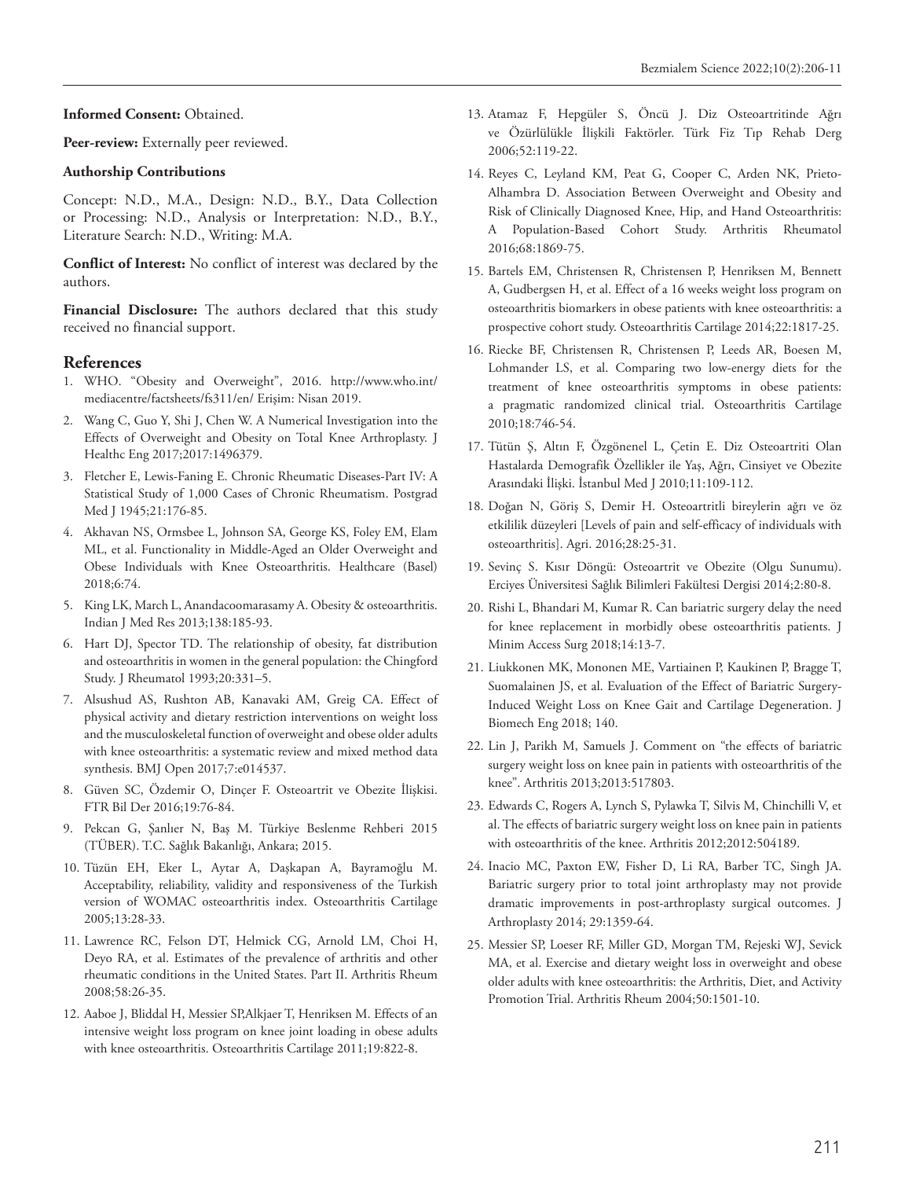**Informed Consent:** Obtained.

**Peer-review:** Externally peer reviewed.

**Authorship Contributions**

Concept: N.D., M.A., Design: N.D., B.Y., Data Collection or Processing: N.D., Analysis or Interpretation: N.D., B.Y., Literature Search: N.D., Writing: M.A.

**Conflict of Interest:** No conflict of interest was declared by the authors.

**Financial Disclosure:** The authors declared that this study received no financial support.

## References

1. WHO. "Obesity and Overweight", 2016. http://www.who.int/mediacentre/factsheets/fs311/en/ Erişim: Nisan 2019.
2. Wang C, Guo Y, Shi J, Chen W. A Numerical Investigation into the Effects of Overweight and Obesity on Total Knee Arthroplasty. J Healthc Eng 2017;2017:1496379.
3. Fletcher E, Lewis-Faning E. Chronic Rheumatic Diseases-Part IV: A Statistical Study of 1,000 Cases of Chronic Rheumatism. Postgrad Med J 1945;21:176-85.
4. Akhavan NS, Ormsbee L, Johnson SA, George KS, Foley EM, Elam ML, et al. Functionality in Middle-Aged an Older Overweight and Obese Individuals with Knee Osteoarthritis. Healthcare (Basel) 2018;6:74.
5. King LK, March L, Anandacoomarasamy A. Obesity & osteoarthritis. Indian J Med Res 2013;138:185-93.
6. Hart DJ, Spector TD. The relationship of obesity, fat distribution and osteoarthritis in women in the general population: the Chingford Study. J Rheumatol 1993;20:331–5.
7. Alsushud AS, Rushton AB, Kanavaki AM, Greig CA. Effect of physical activity and dietary restriction interventions on weight loss and the musculoskeletal function of overweight and obese older adults with knee osteoarthritis: a systematic review and mixed method data synthesis. BMJ Open 2017;7:e014537.
8. Güven SC, Özdemir O, Dinçer F. Osteoartrit ve Obezite İlişkisi. FTR Bil Der 2016;19:76-84.
9. Pekcan G, Şanlıer N, Baş M. Türkiye Beslenme Rehberi 2015 (TÜBER). T.C. Sağlık Bakanlığı, Ankara; 2015.
10. Tüzün EH, Eker L, Aytar A, Daşkapan A, Bayramoğlu M. Acceptability, reliability, validity and responsiveness of the Turkish version of WOMAC osteoarthritis index. Osteoarthritis Cartilage 2005;13:28-33.
11. Lawrence RC, Felson DT, Helmick CG, Arnold LM, Choi H, Deyo RA, et al. Estimates of the prevalence of arthritis and other rheumatic conditions in the United States. Part II. Arthritis Rheum 2008;58:26-35.
12. Aaboe J, Bliddal H, Messier SP,Alkjaer T, Henriksen M. Effects of an intensive weight loss program on knee joint loading in obese adults with knee osteoarthritis. Osteoarthritis Cartilage 2011;19:822-8.
13. Atamaz F, Hepgüler S, Öncü J. Diz Osteoartritinde Ağrı ve Özürlülükle İlişkili Faktörler. Türk Fiz Tıp Rehab Derg 2006;52:119-22.
14. Reyes C, Leyland KM, Peat G, Cooper C, Arden NK, Prieto-Alhambra D. Association Between Overweight and Obesity and Risk of Clinically Diagnosed Knee, Hip, and Hand Osteoarthritis: A Population-Based Cohort Study. Arthritis Rheumatol 2016;68:1869-75.
15. Bartels EM, Christensen R, Christensen P, Henriksen M, Bennett A, Gudbergsen H, et al. Effect of a 16 weeks weight loss program on osteoarthritis biomarkers in obese patients with knee osteoarthritis: a prospective cohort study. Osteoarthritis Cartilage 2014;22:1817-25.
16. Riecke BF, Christensen R, Christensen P, Leeds AR, Boesen M, Lohmander LS, et al. Comparing two low-energy diets for the treatment of knee osteoarthritis symptoms in obese patients: a pragmatic randomized clinical trial. Osteoarthritis Cartilage 2010;18:746-54.
17. Tütün Ş, Altın F, Özgönenel L, Çetin E. Diz Osteoartriti Olan Hastalarda Demografik Özellikler ile Yaş, Ağrı, Cinsiyet ve Obezite Arasındaki İlişki. İstanbul Med J 2010;11:109-112.
18. Doğan N, Göriş S, Demir H. Osteoartritli bireylerin ağrı ve öz etkililik düzeyleri [Levels of pain and self-efficacy of individuals with osteoarthritis]. Agri. 2016;28:25-31.
19. Sevinç S. Kısır Döngü: Osteoartrit ve Obezite (Olgu Sunumu). Erciyes Üniversitesi Sağlık Bilimleri Fakültesi Dergisi 2014;2:80-8.
20. Rishi L, Bhandari M, Kumar R. Can bariatric surgery delay the need for knee replacement in morbidly obese osteoarthritis patients. J Minim Access Surg 2018;14:13-7.
21. Liukkonen MK, Mononen ME, Vartiainen P, Kaukinen P, Bragge T, Suomalainen JS, et al. Evaluation of the Effect of Bariatric Surgery-Induced Weight Loss on Knee Gait and Cartilage Degeneration. J Biomech Eng 2018; 140.
22. Lin J, Parikh M, Samuels J. Comment on "the effects of bariatric surgery weight loss on knee pain in patients with osteoarthritis of the knee". Arthritis 2013;2013:517803.
23. Edwards C, Rogers A, Lynch S, Pylawka T, Silvis M, Chinchilli V, et al. The effects of bariatric surgery weight loss on knee pain in patients with osteoarthritis of the knee. Arthritis 2012;2012:504189.
24. Inacio MC, Paxton EW, Fisher D, Li RA, Barber TC, Singh JA. Bariatric surgery prior to total joint arthroplasty may not provide dramatic improvements in post-arthroplasty surgical outcomes. J Arthroplasty 2014; 29:1359-64.
25. Messier SP, Loeser RF, Miller GD, Morgan TM, Rejeski WJ, Sevick MA, et al. Exercise and dietary weight loss in overweight and obese older adults with knee osteoarthritis: the Arthritis, Diet, and Activity Promotion Trial. Arthritis Rheum 2004;50:1501-10.